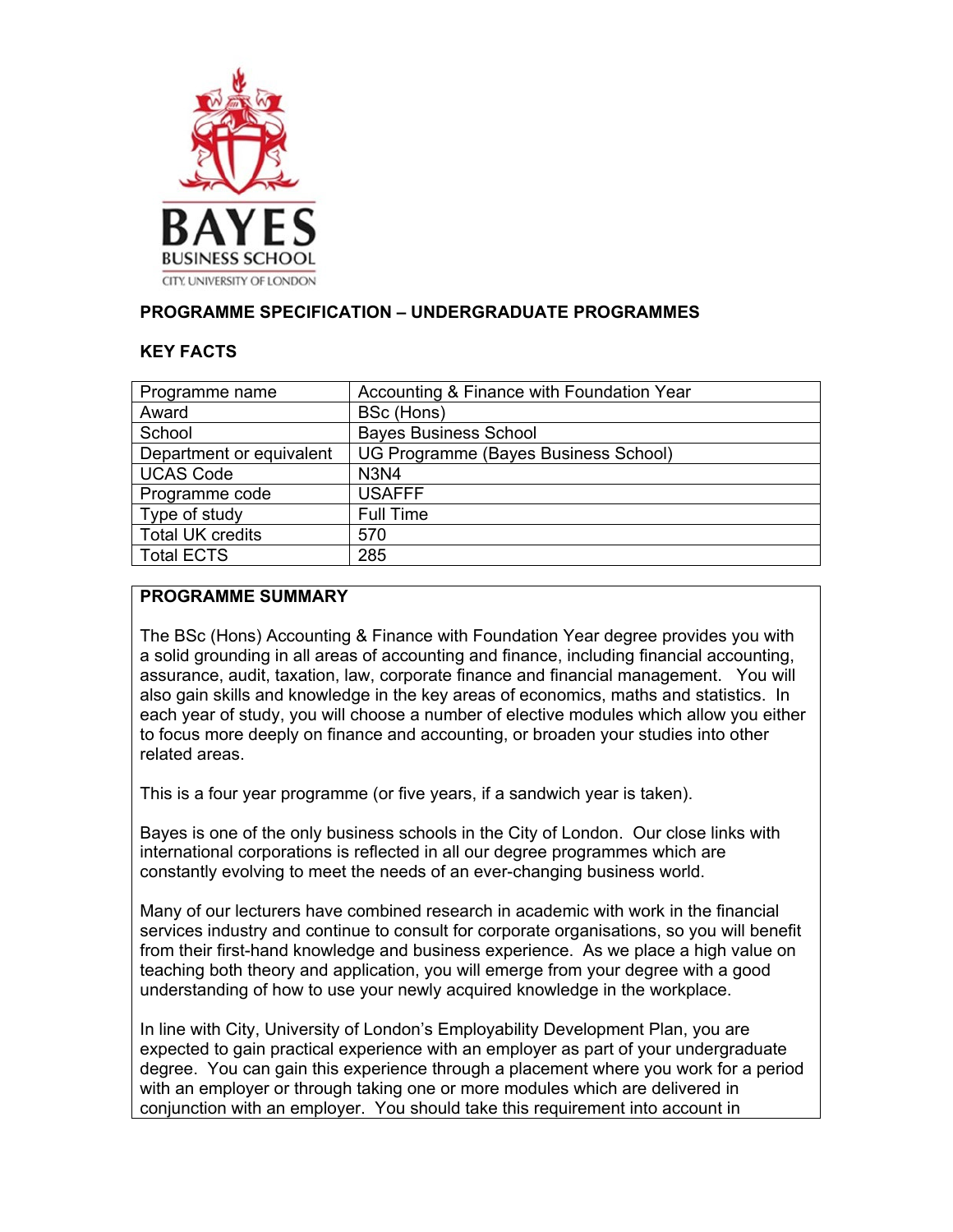BAYES BUSINESS SCHOOL
CITY, UNIVERSITY OF LONDON

## PROGRAMME SPECIFICATION – UNDERGRADUATE PROGRAMMES

### KEY FACTS

| | |
|---|---|
| Programme name | Accounting & Finance with Foundation Year |
| Award | BSc (Hons) |
| School | Bayes Business School |
| Department or equivalent | UG Programme (Bayes Business School) |
| UCAS Code | N3N4 |
| Programme code | USAFFF |
| Type of study | Full Time |
| Total UK credits | 570 |
| Total ECTS | 285 |

### PROGRAMME SUMMARY

The BSc (Hons) Accounting & Finance with Foundation Year degree provides you with a solid grounding in all areas of accounting and finance, including financial accounting, assurance, audit, taxation, law, corporate finance and financial management. You will also gain skills and knowledge in the key areas of economics, maths and statistics. In each year of study, you will choose a number of elective modules which allow you either to focus more deeply on finance and accounting, or broaden your studies into other related areas.

This is a four year programme (or five years, if a sandwich year is taken).

Bayes is one of the only business schools in the City of London. Our close links with international corporations is reflected in all our degree programmes which are constantly evolving to meet the needs of an ever-changing business world.

Many of our lecturers have combined research in academic with work in the financial services industry and continue to consult for corporate organisations, so you will benefit from their first-hand knowledge and business experience. As we place a high value on teaching both theory and application, you will emerge from your degree with a good understanding of how to use your newly acquired knowledge in the workplace.

In line with City, University of London's Employability Development Plan, you are expected to gain practical experience with an employer as part of your undergraduate degree. You can gain this experience through a placement where you work for a period with an employer or through taking one or more modules which are delivered in conjunction with an employer. You should take this requirement into account in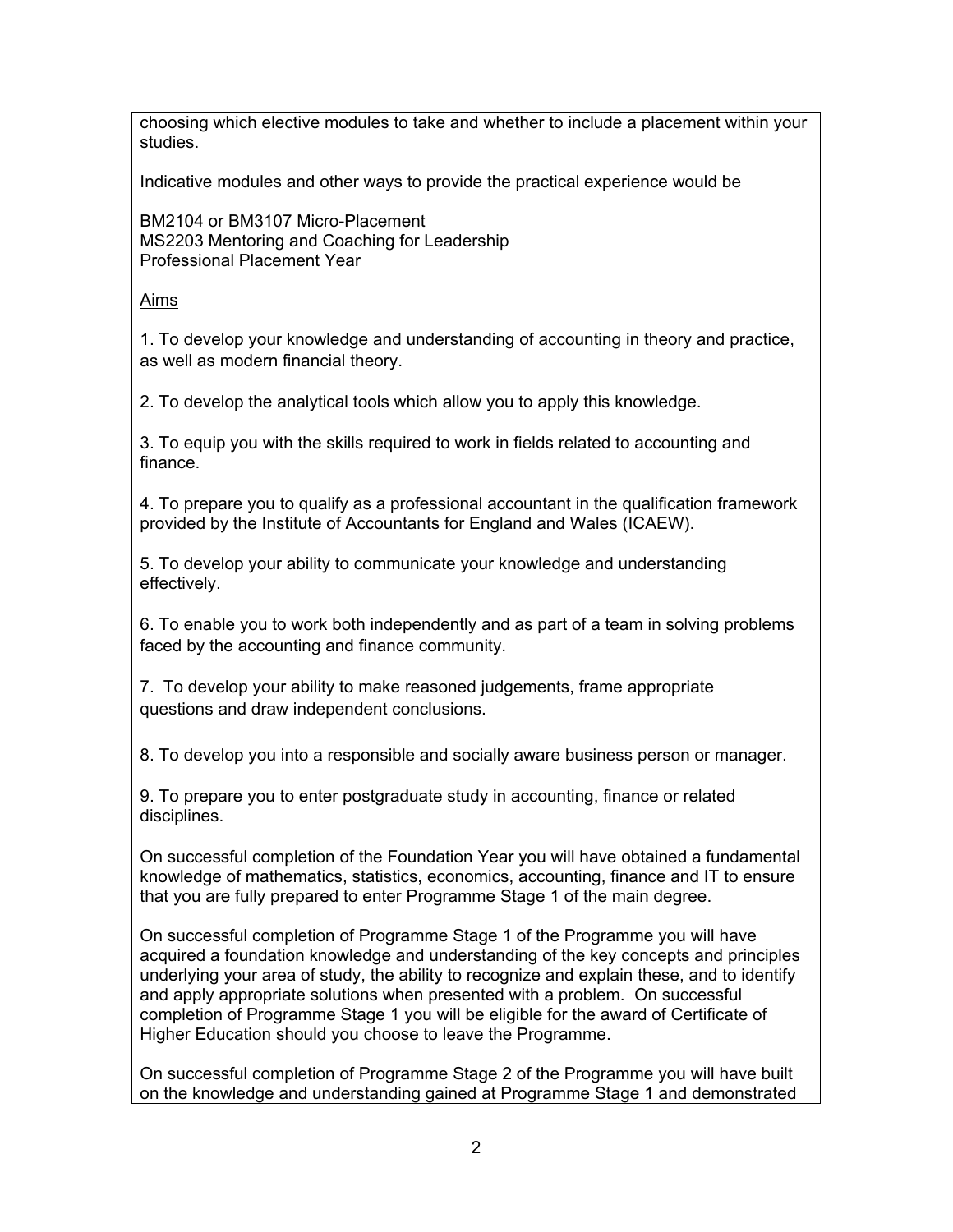choosing which elective modules to take and whether to include a placement within your studies.

Indicative modules and other ways to provide the practical experience would be

BM2104 or BM3107 Micro-Placement
MS2203 Mentoring and Coaching for Leadership
Professional Placement Year

<u>Aims</u>

1. To develop your knowledge and understanding of accounting in theory and practice, as well as modern financial theory.

2. To develop the analytical tools which allow you to apply this knowledge.

3. To equip you with the skills required to work in fields related to accounting and finance.

4. To prepare you to qualify as a professional accountant in the qualification framework provided by the Institute of Accountants for England and Wales (ICAEW).

5. To develop your ability to communicate your knowledge and understanding effectively.

6. To enable you to work both independently and as part of a team in solving problems faced by the accounting and finance community.

7. To develop your ability to make reasoned judgements, frame appropriate questions and draw independent conclusions.

8. To develop you into a responsible and socially aware business person or manager.

9. To prepare you to enter postgraduate study in accounting, finance or related disciplines.

On successful completion of the Foundation Year you will have obtained a fundamental knowledge of mathematics, statistics, economics, accounting, finance and IT to ensure that you are fully prepared to enter Programme Stage 1 of the main degree.

On successful completion of Programme Stage 1 of the Programme you will have acquired a foundation knowledge and understanding of the key concepts and principles underlying your area of study, the ability to recognize and explain these, and to identify and apply appropriate solutions when presented with a problem. On successful completion of Programme Stage 1 you will be eligible for the award of Certificate of Higher Education should you choose to leave the Programme.

On successful completion of Programme Stage 2 of the Programme you will have built on the knowledge and understanding gained at Programme Stage 1 and demonstrated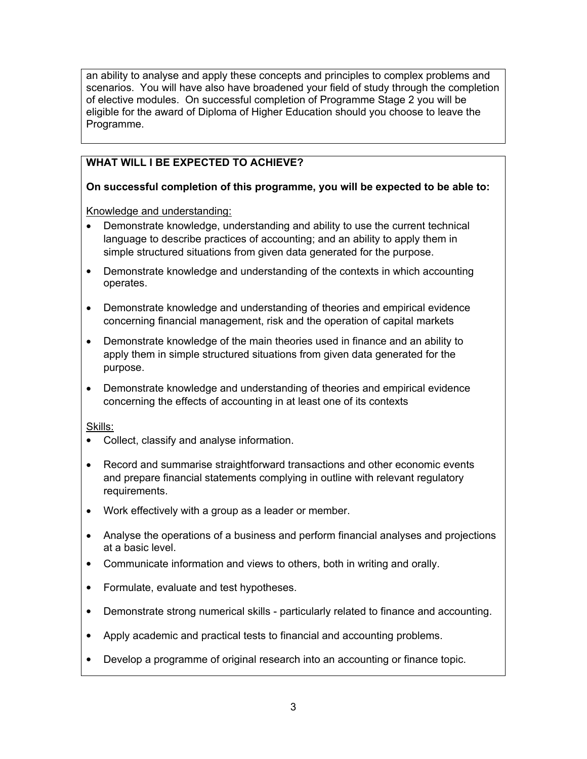an ability to analyse and apply these concepts and principles to complex problems and scenarios. You will have also have broadened your field of study through the completion of elective modules. On successful completion of Programme Stage 2 you will be eligible for the award of Diploma of Higher Education should you choose to leave the Programme.

## WHAT WILL I BE EXPECTED TO ACHIEVE?

**On successful completion of this programme, you will be expected to be able to:**

Knowledge and understanding:

- Demonstrate knowledge, understanding and ability to use the current technical language to describe practices of accounting; and an ability to apply them in simple structured situations from given data generated for the purpose.
- Demonstrate knowledge and understanding of the contexts in which accounting operates.
- Demonstrate knowledge and understanding of theories and empirical evidence concerning financial management, risk and the operation of capital markets
- Demonstrate knowledge of the main theories used in finance and an ability to apply them in simple structured situations from given data generated for the purpose.
- Demonstrate knowledge and understanding of theories and empirical evidence concerning the effects of accounting in at least one of its contexts

Skills:

- Collect, classify and analyse information.
- Record and summarise straightforward transactions and other economic events and prepare financial statements complying in outline with relevant regulatory requirements.
- Work effectively with a group as a leader or member.
- Analyse the operations of a business and perform financial analyses and projections at a basic level.
- Communicate information and views to others, both in writing and orally.
- Formulate, evaluate and test hypotheses.
- Demonstrate strong numerical skills - particularly related to finance and accounting.
- Apply academic and practical tests to financial and accounting problems.
- Develop a programme of original research into an accounting or finance topic.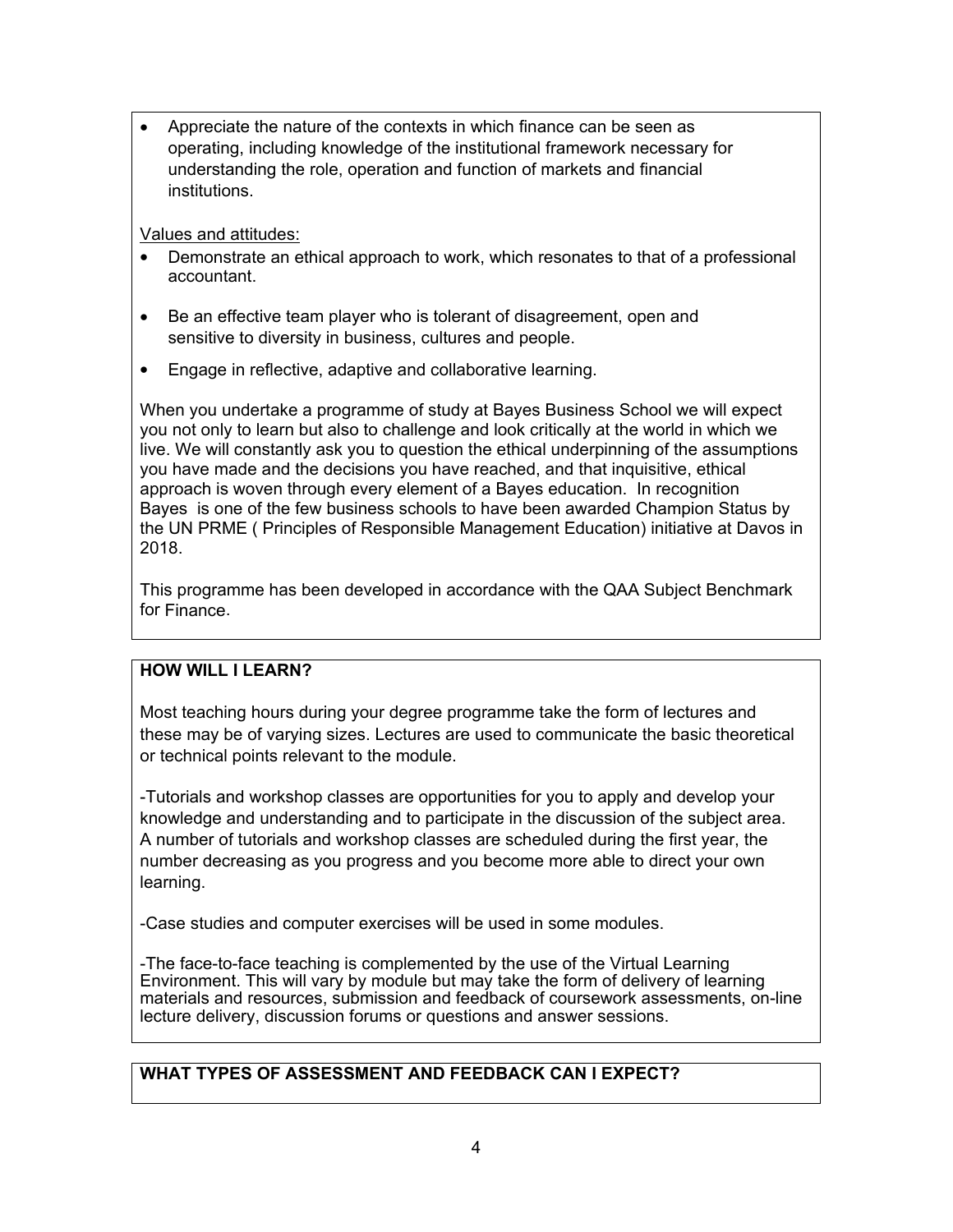- Appreciate the nature of the contexts in which finance can be seen as operating, including knowledge of the institutional framework necessary for understanding the role, operation and function of markets and financial institutions.

Values and attitudes:

- Demonstrate an ethical approach to work, which resonates to that of a professional accountant.
- Be an effective team player who is tolerant of disagreement, open and sensitive to diversity in business, cultures and people.
- Engage in reflective, adaptive and collaborative learning.

When you undertake a programme of study at Bayes Business School we will expect you not only to learn but also to challenge and look critically at the world in which we live. We will constantly ask you to question the ethical underpinning of the assumptions you have made and the decisions you have reached, and that inquisitive, ethical approach is woven through every element of a Bayes education. In recognition Bayes is one of the few business schools to have been awarded Champion Status by the UN PRME ( Principles of Responsible Management Education) initiative at Davos in 2018.

This programme has been developed in accordance with the QAA Subject Benchmark for Finance.

## HOW WILL I LEARN?

Most teaching hours during your degree programme take the form of lectures and these may be of varying sizes. Lectures are used to communicate the basic theoretical or technical points relevant to the module.

-Tutorials and workshop classes are opportunities for you to apply and develop your knowledge and understanding and to participate in the discussion of the subject area. A number of tutorials and workshop classes are scheduled during the first year, the number decreasing as you progress and you become more able to direct your own learning.

-Case studies and computer exercises will be used in some modules.

-The face-to-face teaching is complemented by the use of the Virtual Learning Environment. This will vary by module but may take the form of delivery of learning materials and resources, submission and feedback of coursework assessments, on-line lecture delivery, discussion forums or questions and answer sessions.

## WHAT TYPES OF ASSESSMENT AND FEEDBACK CAN I EXPECT?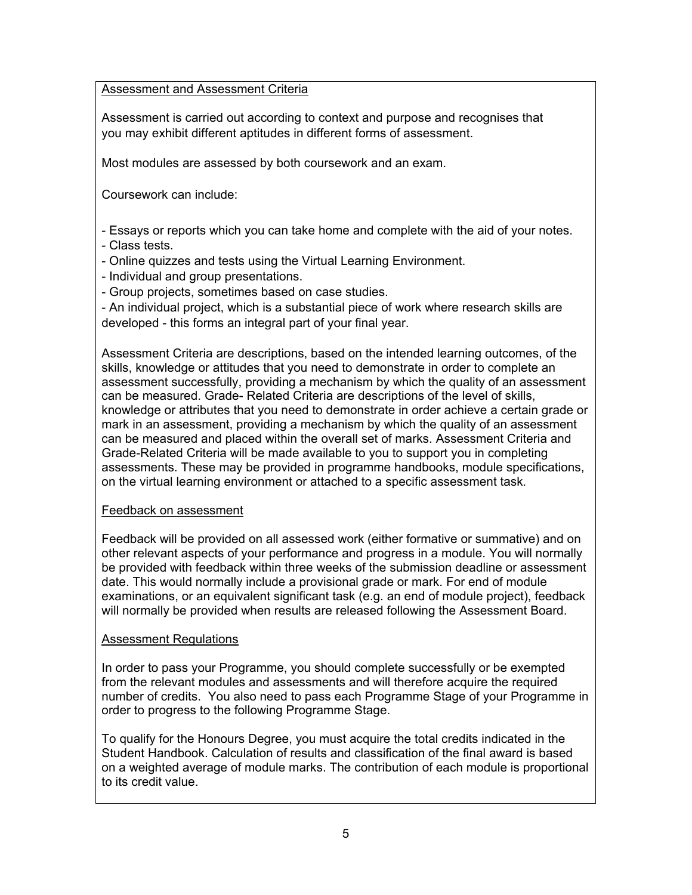## Assessment and Assessment Criteria

Assessment is carried out according to context and purpose and recognises that you may exhibit different aptitudes in different forms of assessment.

Most modules are assessed by both coursework and an exam.

Coursework can include:

- Essays or reports which you can take home and complete with the aid of your notes.
- Class tests.
- Online quizzes and tests using the Virtual Learning Environment.
- Individual and group presentations.
- Group projects, sometimes based on case studies.
- An individual project, which is a substantial piece of work where research skills are developed - this forms an integral part of your final year.

Assessment Criteria are descriptions, based on the intended learning outcomes, of the skills, knowledge or attitudes that you need to demonstrate in order to complete an assessment successfully, providing a mechanism by which the quality of an assessment can be measured. Grade- Related Criteria are descriptions of the level of skills, knowledge or attributes that you need to demonstrate in order achieve a certain grade or mark in an assessment, providing a mechanism by which the quality of an assessment can be measured and placed within the overall set of marks. Assessment Criteria and Grade-Related Criteria will be made available to you to support you in completing assessments. These may be provided in programme handbooks, module specifications, on the virtual learning environment or attached to a specific assessment task.

## Feedback on assessment

Feedback will be provided on all assessed work (either formative or summative) and on other relevant aspects of your performance and progress in a module. You will normally be provided with feedback within three weeks of the submission deadline or assessment date. This would normally include a provisional grade or mark. For end of module examinations, or an equivalent significant task (e.g. an end of module project), feedback will normally be provided when results are released following the Assessment Board.

## Assessment Regulations

In order to pass your Programme, you should complete successfully or be exempted from the relevant modules and assessments and will therefore acquire the required number of credits. You also need to pass each Programme Stage of your Programme in order to progress to the following Programme Stage.

To qualify for the Honours Degree, you must acquire the total credits indicated in the Student Handbook. Calculation of results and classification of the final award is based on a weighted average of module marks. The contribution of each module is proportional to its credit value.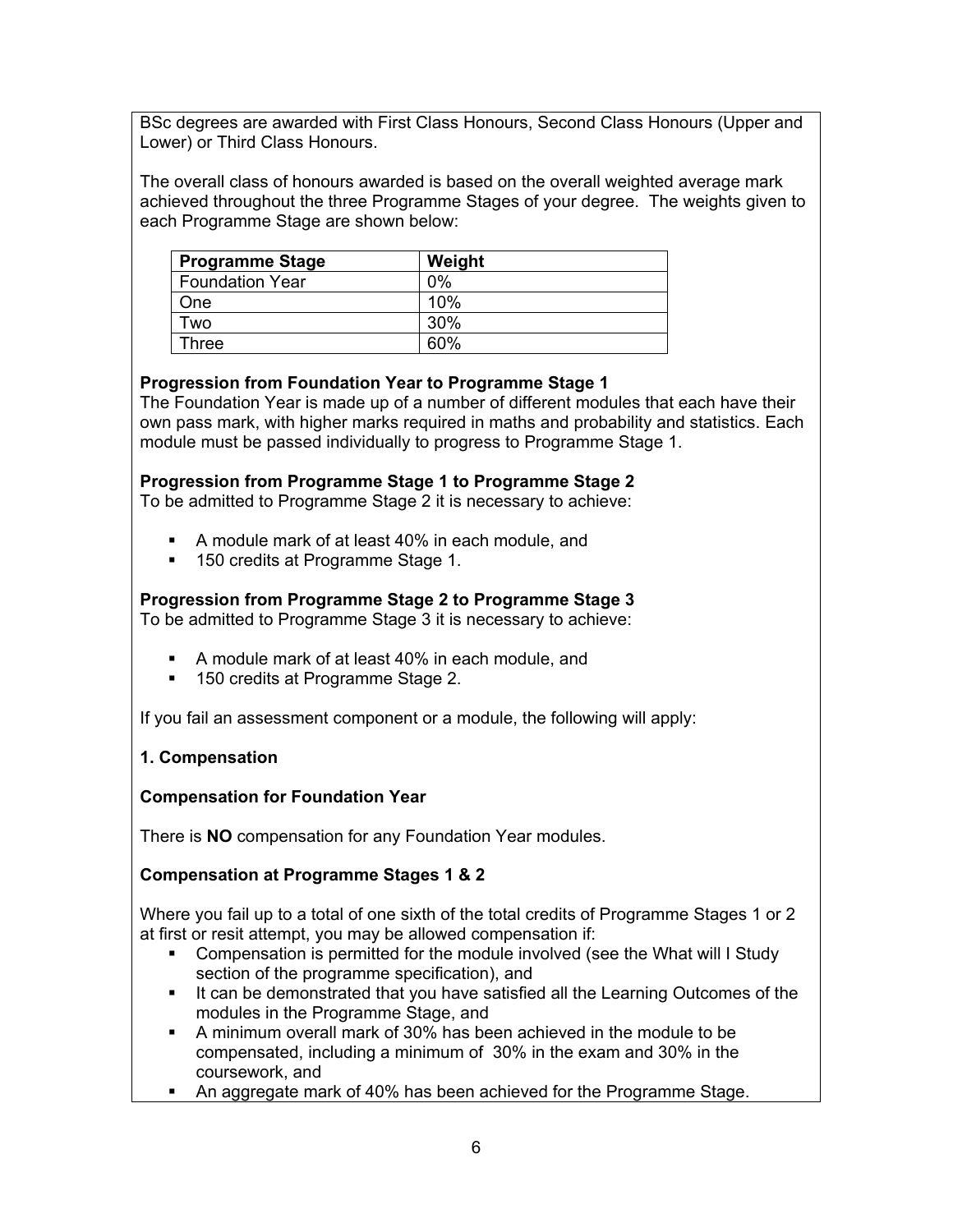BSc degrees are awarded with First Class Honours, Second Class Honours (Upper and Lower) or Third Class Honours.

The overall class of honours awarded is based on the overall weighted average mark achieved throughout the three Programme Stages of your degree. The weights given to each Programme Stage are shown below:

| Programme Stage | Weight |
|---|---|
| Foundation Year | 0% |
| One | 10% |
| Two | 30% |
| Three | 60% |

**Progression from Foundation Year to Programme Stage 1**

The Foundation Year is made up of a number of different modules that each have their own pass mark, with higher marks required in maths and probability and statistics. Each module must be passed individually to progress to Programme Stage 1.

**Progression from Programme Stage 1 to Programme Stage 2**

To be admitted to Programme Stage 2 it is necessary to achieve:

- A module mark of at least 40% in each module, and
- 150 credits at Programme Stage 1.

**Progression from Programme Stage 2 to Programme Stage 3**

To be admitted to Programme Stage 3 it is necessary to achieve:

- A module mark of at least 40% in each module, and
- 150 credits at Programme Stage 2.

If you fail an assessment component or a module, the following will apply:

**1. Compensation**

**Compensation for Foundation Year**

There is **NO** compensation for any Foundation Year modules.

**Compensation at Programme Stages 1 & 2**

Where you fail up to a total of one sixth of the total credits of Programme Stages 1 or 2 at first or resit attempt, you may be allowed compensation if:

- Compensation is permitted for the module involved (see the What will I Study section of the programme specification), and
- It can be demonstrated that you have satisfied all the Learning Outcomes of the modules in the Programme Stage, and
- A minimum overall mark of 30% has been achieved in the module to be compensated, including a minimum of 30% in the exam and 30% in the coursework, and
- An aggregate mark of 40% has been achieved for the Programme Stage.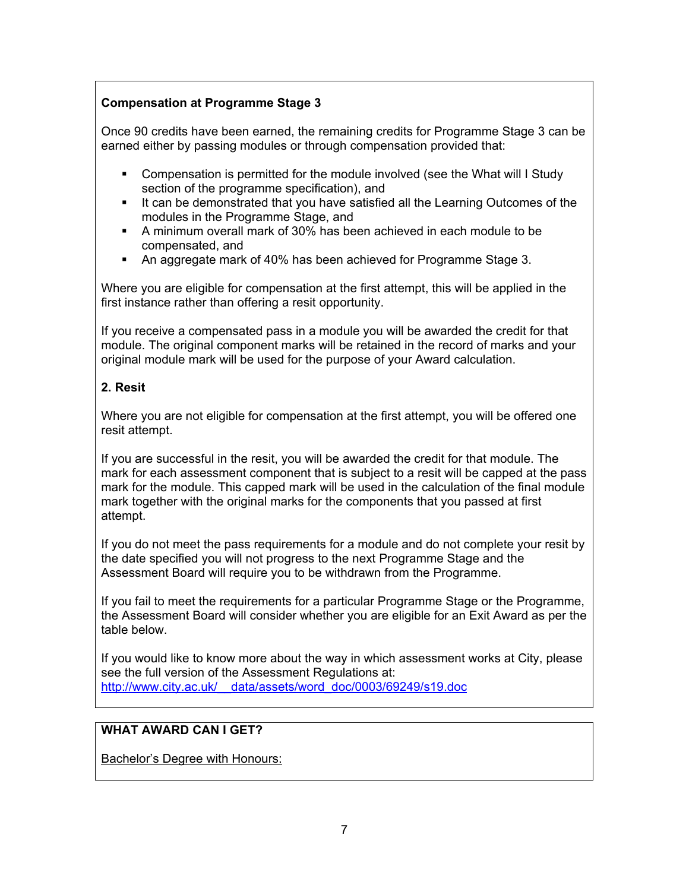**Compensation at Programme Stage 3**

Once 90 credits have been earned, the remaining credits for Programme Stage 3 can be earned either by passing modules or through compensation provided that:

- Compensation is permitted for the module involved (see the What will I Study section of the programme specification), and
- It can be demonstrated that you have satisfied all the Learning Outcomes of the modules in the Programme Stage, and
- A minimum overall mark of 30% has been achieved in each module to be compensated, and
- An aggregate mark of 40% has been achieved for Programme Stage 3.

Where you are eligible for compensation at the first attempt, this will be applied in the first instance rather than offering a resit opportunity.

If you receive a compensated pass in a module you will be awarded the credit for that module. The original component marks will be retained in the record of marks and your original module mark will be used for the purpose of your Award calculation.

**2. Resit**

Where you are not eligible for compensation at the first attempt, you will be offered one resit attempt.

If you are successful in the resit, you will be awarded the credit for that module. The mark for each assessment component that is subject to a resit will be capped at the pass mark for the module. This capped mark will be used in the calculation of the final module mark together with the original marks for the components that you passed at first attempt.

If you do not meet the pass requirements for a module and do not complete your resit by the date specified you will not progress to the next Programme Stage and the Assessment Board will require you to be withdrawn from the Programme.

If you fail to meet the requirements for a particular Programme Stage or the Programme, the Assessment Board will consider whether you are eligible for an Exit Award as per the table below.

If you would like to know more about the way in which assessment works at City, please see the full version of the Assessment Regulations at:
http://www.city.ac.uk/__data/assets/word_doc/0003/69249/s19.doc

**WHAT AWARD CAN I GET?**

Bachelor's Degree with Honours: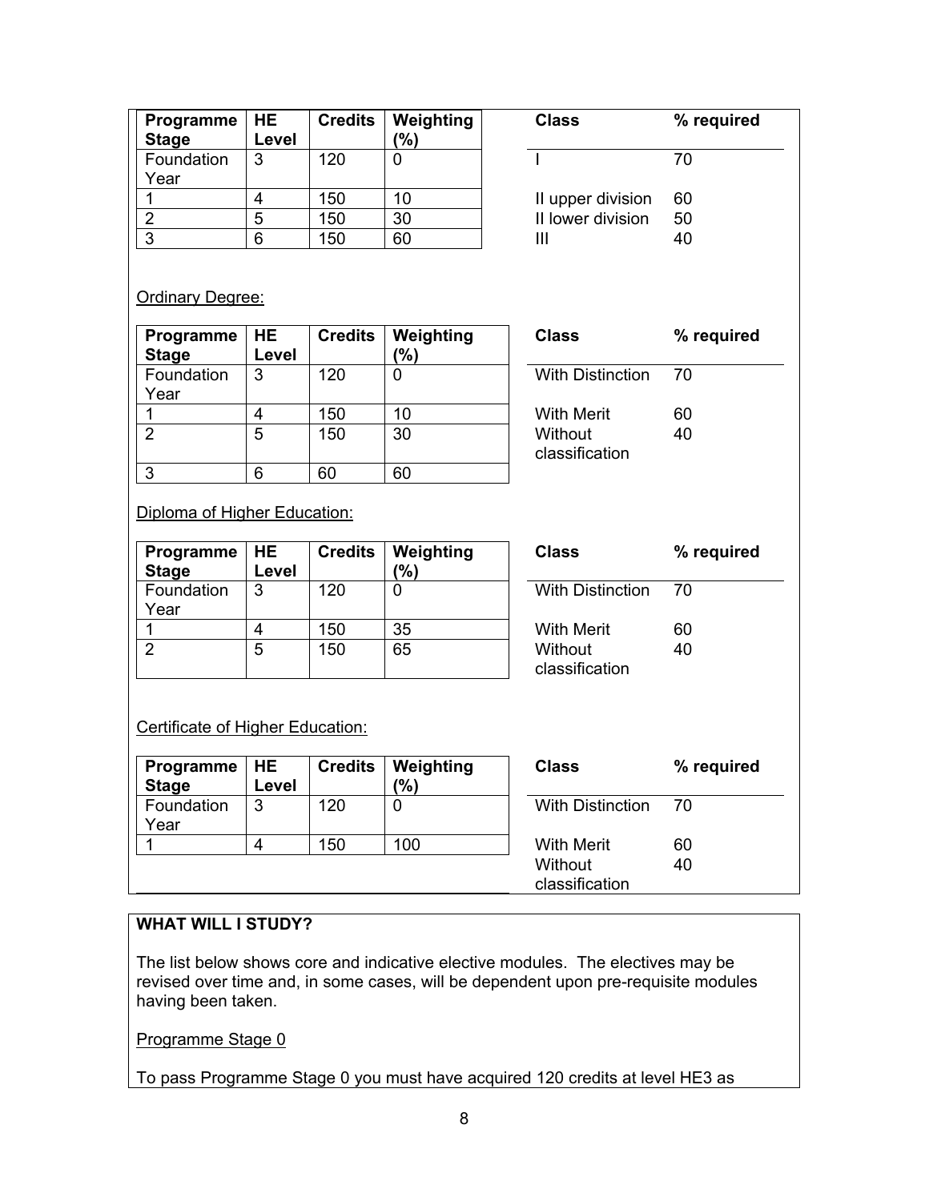| Programme Stage | HE Level | Credits | Weighting (%) |
| --- | --- | --- | --- |
| Foundation Year | 3 | 120 | 0 |
| 1 | 4 | 150 | 10 |
| 2 | 5 | 150 | 30 |
| 3 | 6 | 150 | 60 |

| Class | % required |
| --- | --- |
| I | 70 |
| II upper division | 60 |
| II lower division | 50 |
| III | 40 |

Ordinary Degree:

| Programme Stage | HE Level | Credits | Weighting (%) |
| --- | --- | --- | --- |
| Foundation Year | 3 | 120 | 0 |
| 1 | 4 | 150 | 10 |
| 2 | 5 | 150 | 30 |
| 3 | 6 | 60 | 60 |

| Class | % required |
| --- | --- |
| With Distinction | 70 |
| With Merit | 60 |
| Without classification | 40 |

Diploma of Higher Education:

| Programme Stage | HE Level | Credits | Weighting (%) |
| --- | --- | --- | --- |
| Foundation Year | 3 | 120 | 0 |
| 1 | 4 | 150 | 35 |
| 2 | 5 | 150 | 65 |

| Class | % required |
| --- | --- |
| With Distinction | 70 |
| With Merit | 60 |
| Without classification | 40 |

Certificate of Higher Education:

| Programme Stage | HE Level | Credits | Weighting (%) |
| --- | --- | --- | --- |
| Foundation Year | 3 | 120 | 0 |
| 1 | 4 | 150 | 100 |

| Class | % required |
| --- | --- |
| With Distinction | 70 |
| With Merit | 60 |
| Without classification | 40 |

**WHAT WILL I STUDY?**

The list below shows core and indicative elective modules. The electives may be revised over time and, in some cases, will be dependent upon pre-requisite modules having been taken.

Programme Stage 0

To pass Programme Stage 0 you must have acquired 120 credits at level HE3 as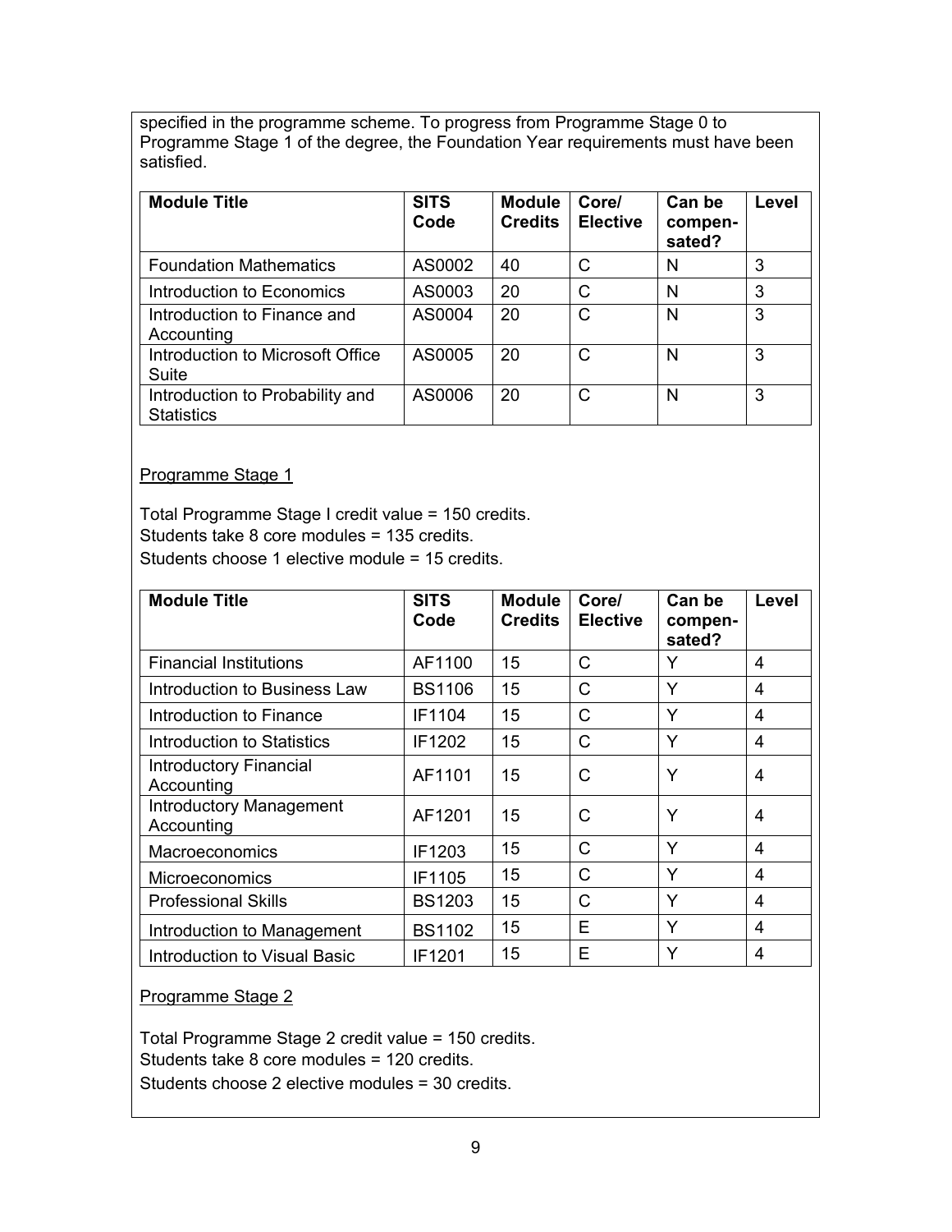specified in the programme scheme. To progress from Programme Stage 0 to Programme Stage 1 of the degree, the Foundation Year requirements must have been satisfied.

| Module Title | SITS Code | Module Credits | Core/ Elective | Can be compen-sated? | Level |
|---|---|---|---|---|---|
| Foundation Mathematics | AS0002 | 40 | C | N | 3 |
| Introduction to Economics | AS0003 | 20 | C | N | 3 |
| Introduction to Finance and Accounting | AS0004 | 20 | C | N | 3 |
| Introduction to Microsoft Office Suite | AS0005 | 20 | C | N | 3 |
| Introduction to Probability and Statistics | AS0006 | 20 | C | N | 3 |

Programme Stage 1

Total Programme Stage I credit value = 150 credits.
Students take 8 core modules = 135 credits.
Students choose 1 elective module = 15 credits.

| Module Title | SITS Code | Module Credits | Core/ Elective | Can be compen-sated? | Level |
|---|---|---|---|---|---|
| Financial Institutions | AF1100 | 15 | C | Y | 4 |
| Introduction to Business Law | BS1106 | 15 | C | Y | 4 |
| Introduction to Finance | IF1104 | 15 | C | Y | 4 |
| Introduction to Statistics | IF1202 | 15 | C | Y | 4 |
| Introductory Financial Accounting | AF1101 | 15 | C | Y | 4 |
| Introductory Management Accounting | AF1201 | 15 | C | Y | 4 |
| Macroeconomics | IF1203 | 15 | C | Y | 4 |
| Microeconomics | IF1105 | 15 | C | Y | 4 |
| Professional Skills | BS1203 | 15 | C | Y | 4 |
| Introduction to Management | BS1102 | 15 | E | Y | 4 |
| Introduction to Visual Basic | IF1201 | 15 | E | Y | 4 |

Programme Stage 2

Total Programme Stage 2 credit value = 150 credits.
Students take 8 core modules = 120 credits.
Students choose 2 elective modules = 30 credits.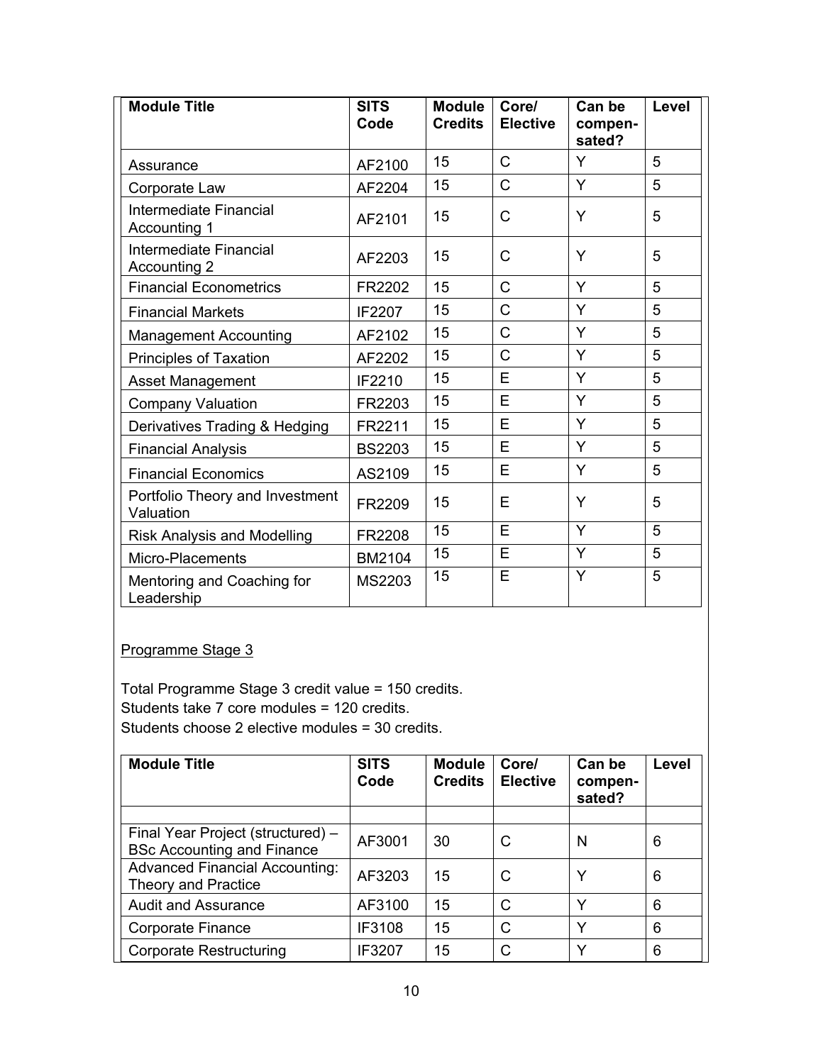| Module Title | SITS Code | Module Credits | Core/ Elective | Can be compen-sated? | Level |
|---|---|---|---|---|---|
| Assurance | AF2100 | 15 | C | Y | 5 |
| Corporate Law | AF2204 | 15 | C | Y | 5 |
| Intermediate Financial Accounting 1 | AF2101 | 15 | C | Y | 5 |
| Intermediate Financial Accounting 2 | AF2203 | 15 | C | Y | 5 |
| Financial Econometrics | FR2202 | 15 | C | Y | 5 |
| Financial Markets | IF2207 | 15 | C | Y | 5 |
| Management Accounting | AF2102 | 15 | C | Y | 5 |
| Principles of Taxation | AF2202 | 15 | C | Y | 5 |
| Asset Management | IF2210 | 15 | E | Y | 5 |
| Company Valuation | FR2203 | 15 | E | Y | 5 |
| Derivatives Trading & Hedging | FR2211 | 15 | E | Y | 5 |
| Financial Analysis | BS2203 | 15 | E | Y | 5 |
| Financial Economics | AS2109 | 15 | E | Y | 5 |
| Portfolio Theory and Investment Valuation | FR2209 | 15 | E | Y | 5 |
| Risk Analysis and Modelling | FR2208 | 15 | E | Y | 5 |
| Micro-Placements | BM2104 | 15 | E | Y | 5 |
| Mentoring and Coaching for Leadership | MS2203 | 15 | E | Y | 5 |

Programme Stage 3

Total Programme Stage 3 credit value = 150 credits.
Students take 7 core modules = 120 credits.
Students choose 2 elective modules = 30 credits.

| Module Title | SITS Code | Module Credits | Core/ Elective | Can be compen-sated? | Level |
|---|---|---|---|---|---|
| | | | | | |
| Final Year Project (structured) – BSc Accounting and Finance | AF3001 | 30 | C | N | 6 |
| Advanced Financial Accounting: Theory and Practice | AF3203 | 15 | C | Y | 6 |
| Audit and Assurance | AF3100 | 15 | C | Y | 6 |
| Corporate Finance | IF3108 | 15 | C | Y | 6 |
| Corporate Restructuring | IF3207 | 15 | C | Y | 6 |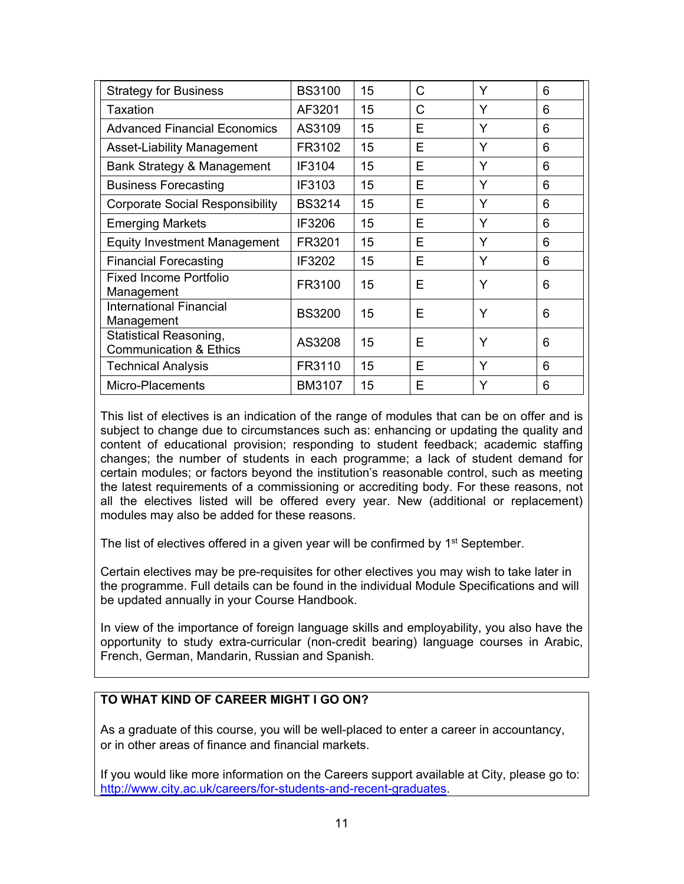| | | | | | |
|---|---|---|---|---|---|
| Strategy for Business | BS3100 | 15 | C | Y | 6 |
| Taxation | AF3201 | 15 | C | Y | 6 |
| Advanced Financial Economics | AS3109 | 15 | E | Y | 6 |
| Asset-Liability Management | FR3102 | 15 | E | Y | 6 |
| Bank Strategy & Management | IF3104 | 15 | E | Y | 6 |
| Business Forecasting | IF3103 | 15 | E | Y | 6 |
| Corporate Social Responsibility | BS3214 | 15 | E | Y | 6 |
| Emerging Markets | IF3206 | 15 | E | Y | 6 |
| Equity Investment Management | FR3201 | 15 | E | Y | 6 |
| Financial Forecasting | IF3202 | 15 | E | Y | 6 |
| Fixed Income Portfolio Management | FR3100 | 15 | E | Y | 6 |
| International Financial Management | BS3200 | 15 | E | Y | 6 |
| Statistical Reasoning, Communication & Ethics | AS3208 | 15 | E | Y | 6 |
| Technical Analysis | FR3110 | 15 | E | Y | 6 |
| Micro-Placements | BM3107 | 15 | E | Y | 6 |

This list of electives is an indication of the range of modules that can be on offer and is subject to change due to circumstances such as: enhancing or updating the quality and content of educational provision; responding to student feedback; academic staffing changes; the number of students in each programme; a lack of student demand for certain modules; or factors beyond the institution's reasonable control, such as meeting the latest requirements of a commissioning or accrediting body. For these reasons, not all the electives listed will be offered every year. New (additional or replacement) modules may also be added for these reasons.

The list of electives offered in a given year will be confirmed by 1st September.

Certain electives may be pre-requisites for other electives you may wish to take later in the programme. Full details can be found in the individual Module Specifications and will be updated annually in your Course Handbook.

In view of the importance of foreign language skills and employability, you also have the opportunity to study extra-curricular (non-credit bearing) language courses in Arabic, French, German, Mandarin, Russian and Spanish.

## TO WHAT KIND OF CAREER MIGHT I GO ON?

As a graduate of this course, you will be well-placed to enter a career in accountancy, or in other areas of finance and financial markets.

If you would like more information on the Careers support available at City, please go to: http://www.city.ac.uk/careers/for-students-and-recent-graduates.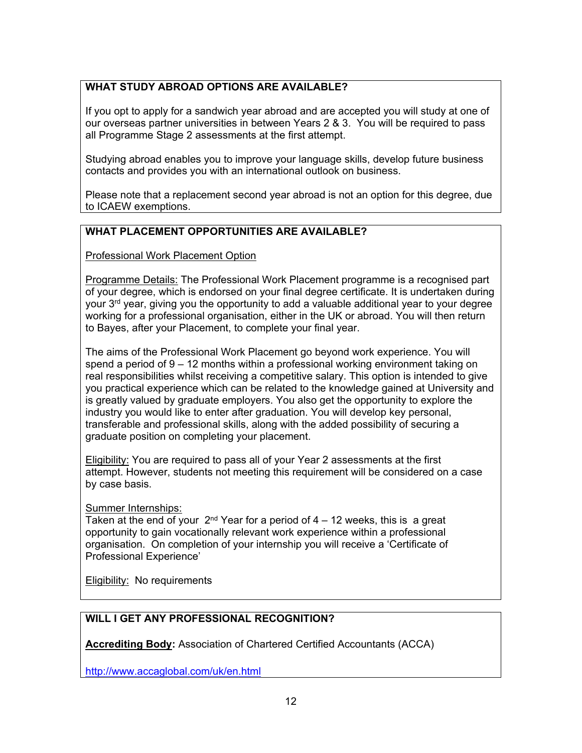## WHAT STUDY ABROAD OPTIONS ARE AVAILABLE?

If you opt to apply for a sandwich year abroad and are accepted you will study at one of our overseas partner universities in between Years 2 & 3. You will be required to pass all Programme Stage 2 assessments at the first attempt.

Studying abroad enables you to improve your language skills, develop future business contacts and provides you with an international outlook on business.

Please note that a replacement second year abroad is not an option for this degree, due to ICAEW exemptions.

## WHAT PLACEMENT OPPORTUNITIES ARE AVAILABLE?

Professional Work Placement Option

Programme Details: The Professional Work Placement programme is a recognised part of your degree, which is endorsed on your final degree certificate. It is undertaken during your 3rd year, giving you the opportunity to add a valuable additional year to your degree working for a professional organisation, either in the UK or abroad. You will then return to Bayes, after your Placement, to complete your final year.

The aims of the Professional Work Placement go beyond work experience. You will spend a period of 9 – 12 months within a professional working environment taking on real responsibilities whilst receiving a competitive salary. This option is intended to give you practical experience which can be related to the knowledge gained at University and is greatly valued by graduate employers. You also get the opportunity to explore the industry you would like to enter after graduation. You will develop key personal, transferable and professional skills, along with the added possibility of securing a graduate position on completing your placement.

Eligibility: You are required to pass all of your Year 2 assessments at the first attempt. However, students not meeting this requirement will be considered on a case by case basis.

Summer Internships:
Taken at the end of your 2nd Year for a period of 4 – 12 weeks, this is a great opportunity to gain vocationally relevant work experience within a professional organisation. On completion of your internship you will receive a 'Certificate of Professional Experience'

Eligibility: No requirements

## WILL I GET ANY PROFESSIONAL RECOGNITION?

**Accrediting Body:** Association of Chartered Certified Accountants (ACCA)

http://www.accaglobal.com/uk/en.html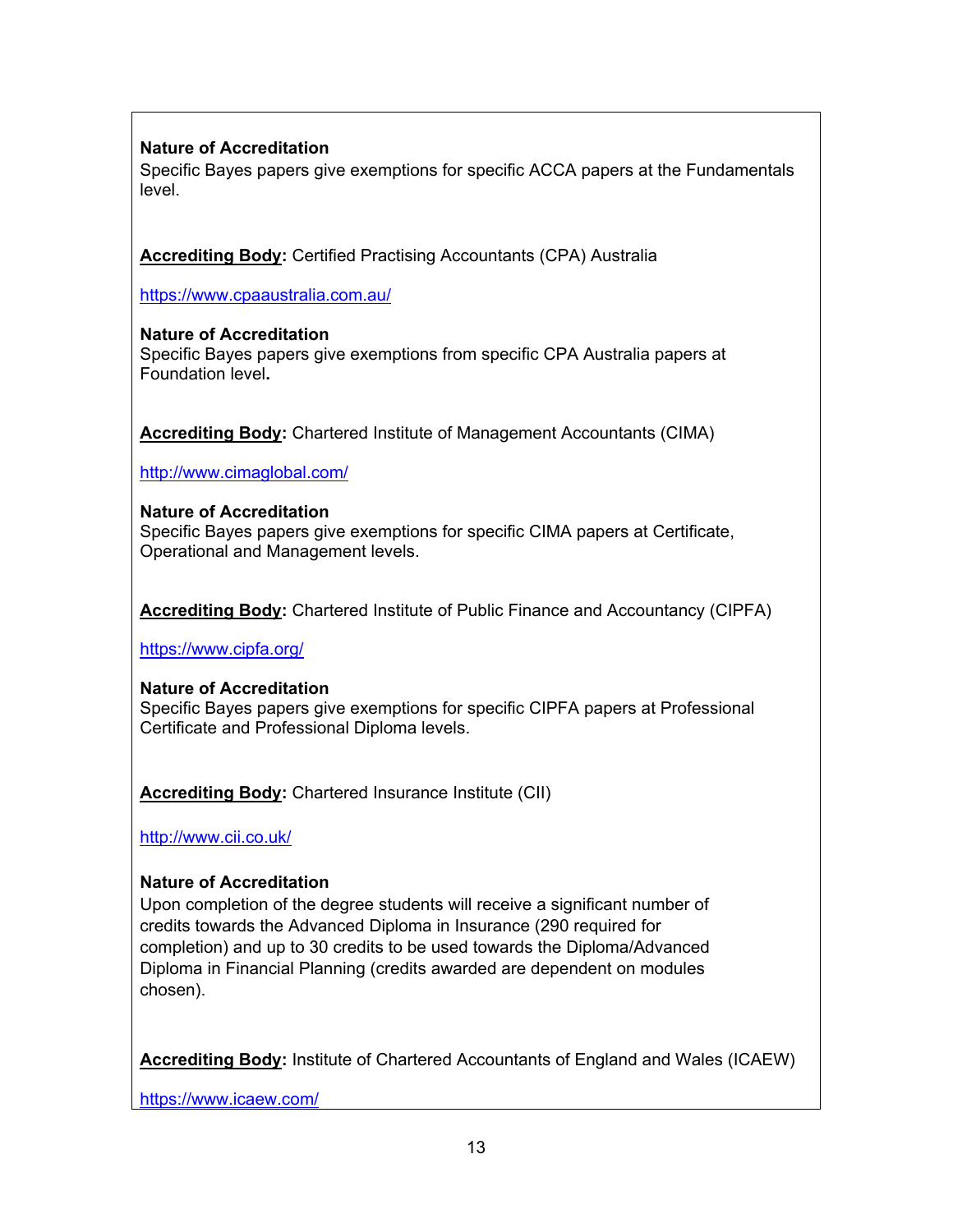**Nature of Accreditation**
Specific Bayes papers give exemptions for specific ACCA papers at the Fundamentals level.

**Accrediting Body**: Certified Practising Accountants (CPA) Australia

https://www.cpaaustralia.com.au/

**Nature of Accreditation**
Specific Bayes papers give exemptions from specific CPA Australia papers at Foundation level**.**

**Accrediting Body**: Chartered Institute of Management Accountants (CIMA)

http://www.cimaglobal.com/

**Nature of Accreditation**
Specific Bayes papers give exemptions for specific CIMA papers at Certificate, Operational and Management levels.

**Accrediting Body**: Chartered Institute of Public Finance and Accountancy (CIPFA)

https://www.cipfa.org/

**Nature of Accreditation**
Specific Bayes papers give exemptions for specific CIPFA papers at Professional Certificate and Professional Diploma levels.

**Accrediting Body**: Chartered Insurance Institute (CII)

http://www.cii.co.uk/

**Nature of Accreditation**
Upon completion of the degree students will receive a significant number of credits towards the Advanced Diploma in Insurance (290 required for completion) and up to 30 credits to be used towards the Diploma/Advanced Diploma in Financial Planning (credits awarded are dependent on modules chosen).

**Accrediting Body**: Institute of Chartered Accountants of England and Wales (ICAEW)

https://www.icaew.com/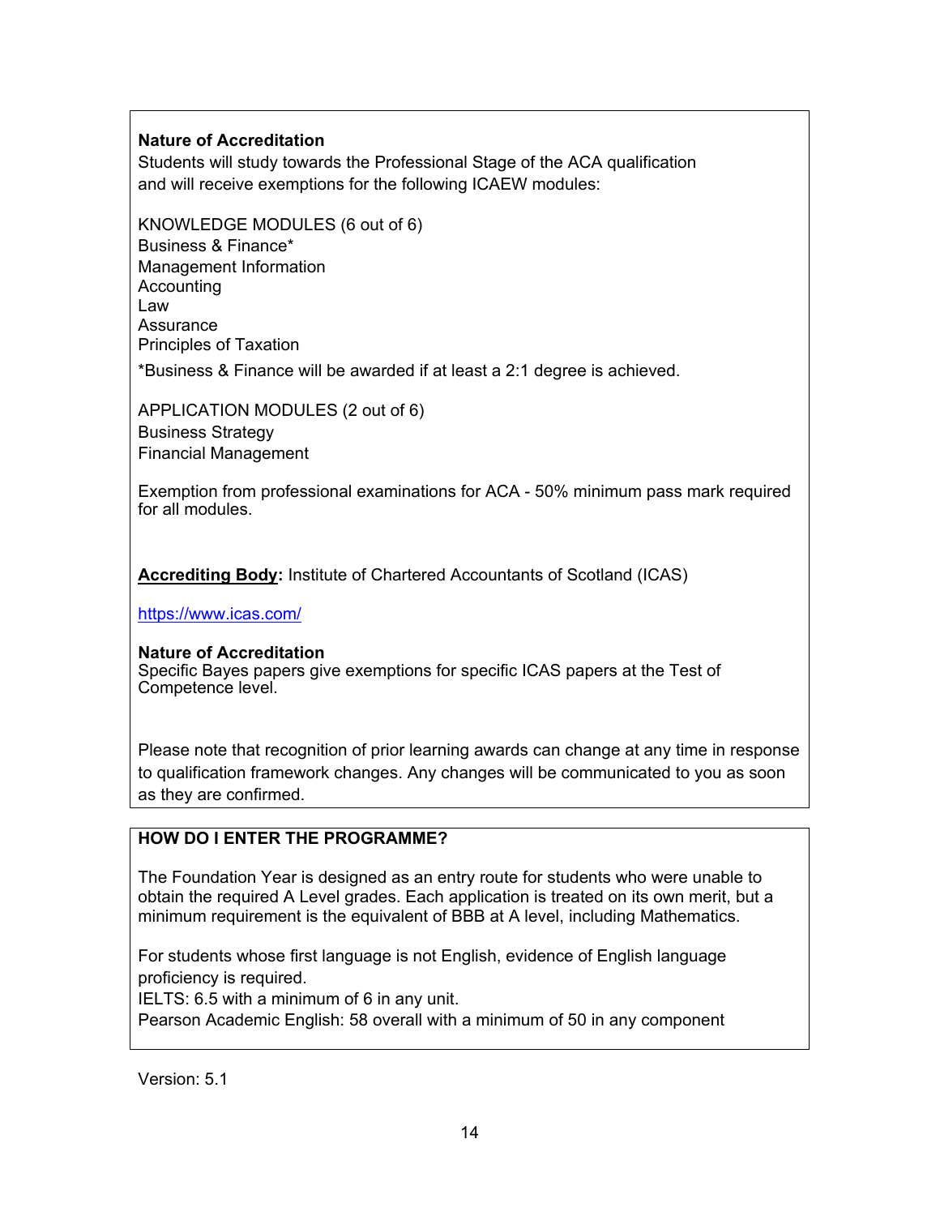**Nature of Accreditation**
Students will study towards the Professional Stage of the ACA qualification and will receive exemptions for the following ICAEW modules:

KNOWLEDGE MODULES (6 out of 6)
Business & Finance*
Management Information
Accounting
Law
Assurance
Principles of Taxation

*Business & Finance will be awarded if at least a 2:1 degree is achieved.

APPLICATION MODULES (2 out of 6)
Business Strategy
Financial Management

Exemption from professional examinations for ACA - 50% minimum pass mark required for all modules.

**Accrediting Body:** Institute of Chartered Accountants of Scotland (ICAS)

https://www.icas.com/

**Nature of Accreditation**
Specific Bayes papers give exemptions for specific ICAS papers at the Test of Competence level.

Please note that recognition of prior learning awards can change at any time in response to qualification framework changes. Any changes will be communicated to you as soon as they are confirmed.

**HOW DO I ENTER THE PROGRAMME?**

The Foundation Year is designed as an entry route for students who were unable to obtain the required A Level grades. Each application is treated on its own merit, but a minimum requirement is the equivalent of BBB at A level, including Mathematics.

For students whose first language is not English, evidence of English language proficiency is required.
IELTS: 6.5 with a minimum of 6 in any unit.
Pearson Academic English: 58 overall with a minimum of 50 in any component

Version: 5.1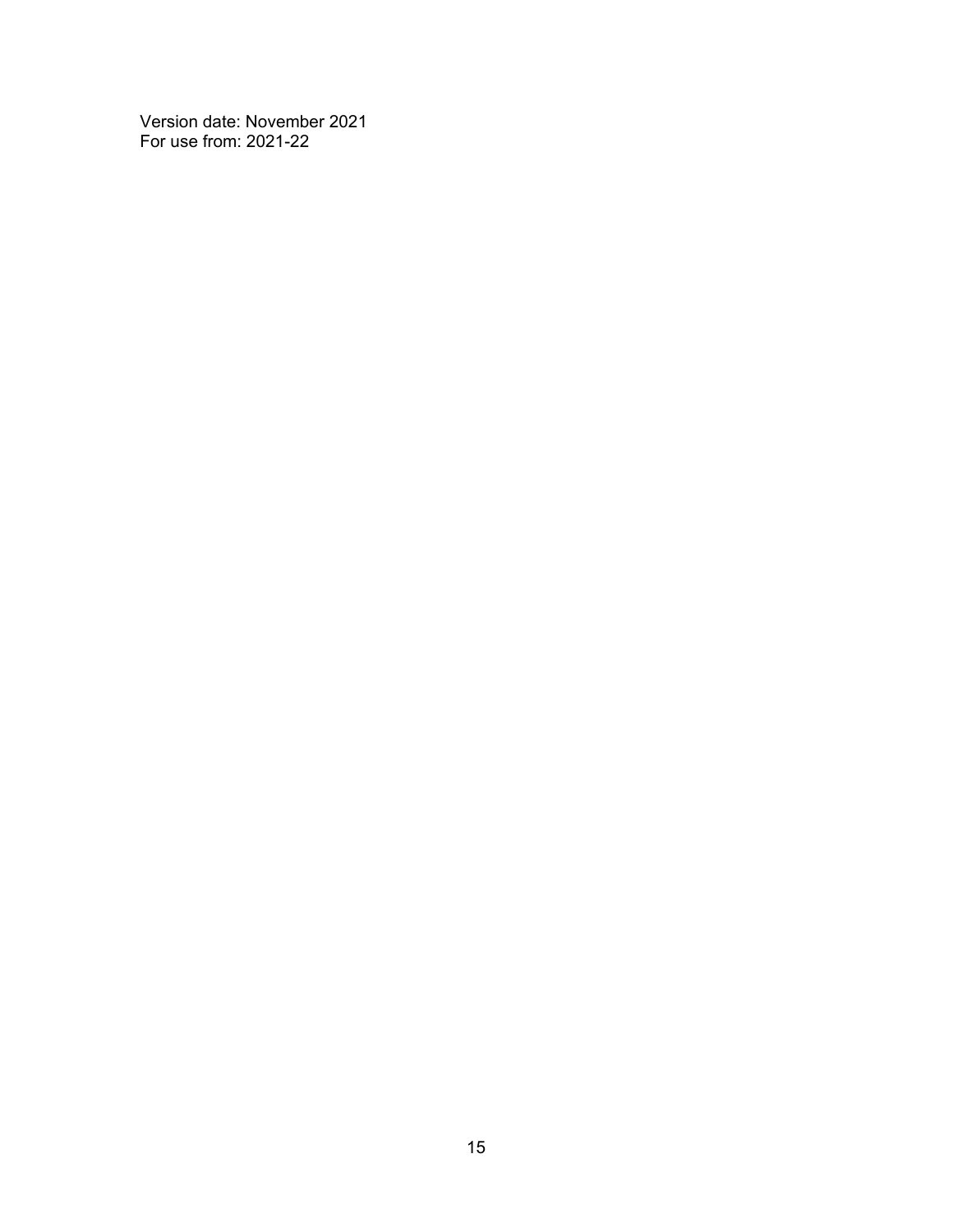Version date: November 2021
For use from: 2021-22